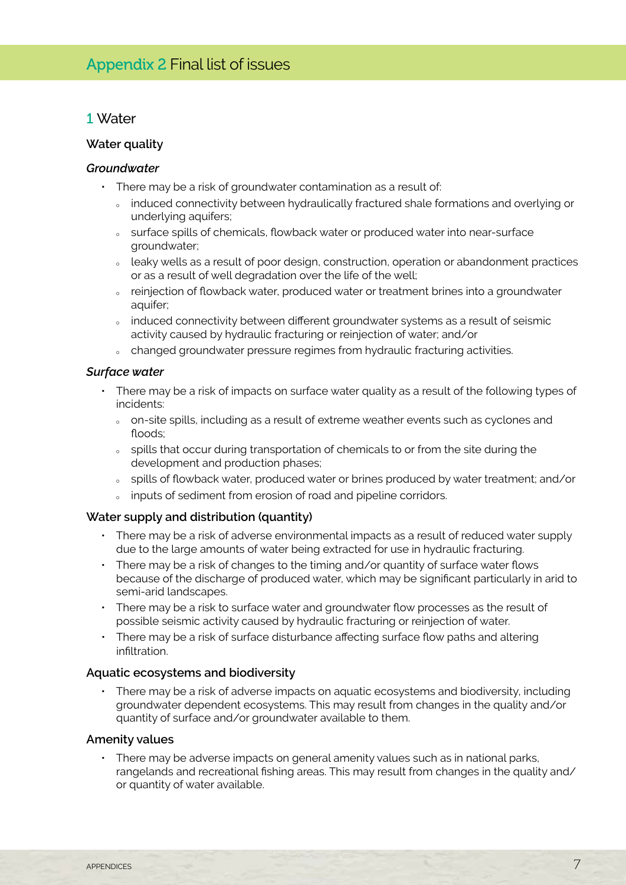# Appendix 2 Final list of issues

## 1 Water

### Water quality

#### *Groundwater*

- There may be a risk of groundwater contamination as a result of:
  - induced connectivity between hydraulically fractured shale formations and overlying or underlying aquifers;
  - surface spills of chemicals, flowback water or produced water into near-surface groundwater;
  - leaky wells as a result of poor design, construction, operation or abandonment practices or as a result of well degradation over the life of the well;
  - reinjection of flowback water, produced water or treatment brines into a groundwater aquifer;
  - induced connectivity between different groundwater systems as a result of seismic activity caused by hydraulic fracturing or reinjection of water; and/or
  - changed groundwater pressure regimes from hydraulic fracturing activities.

#### *Surface water*

- There may be a risk of impacts on surface water quality as a result of the following types of incidents:
  - on-site spills, including as a result of extreme weather events such as cyclones and floods;
  - spills that occur during transportation of chemicals to or from the site during the development and production phases;
  - spills of flowback water, produced water or brines produced by water treatment; and/or
  - inputs of sediment from erosion of road and pipeline corridors.

### Water supply and distribution (quantity)

- There may be a risk of adverse environmental impacts as a result of reduced water supply due to the large amounts of water being extracted for use in hydraulic fracturing.
- There may be a risk of changes to the timing and/or quantity of surface water flows because of the discharge of produced water, which may be significant particularly in arid to semi-arid landscapes.
- There may be a risk to surface water and groundwater flow processes as the result of possible seismic activity caused by hydraulic fracturing or reinjection of water.
- There may be a risk of surface disturbance affecting surface flow paths and altering infiltration.

### Aquatic ecosystems and biodiversity

- There may be a risk of adverse impacts on aquatic ecosystems and biodiversity, including groundwater dependent ecosystems. This may result from changes in the quality and/or quantity of surface and/or groundwater available to them.

### Amenity values

- There may be adverse impacts on general amenity values such as in national parks, rangelands and recreational fishing areas. This may result from changes in the quality and/or quantity of water available.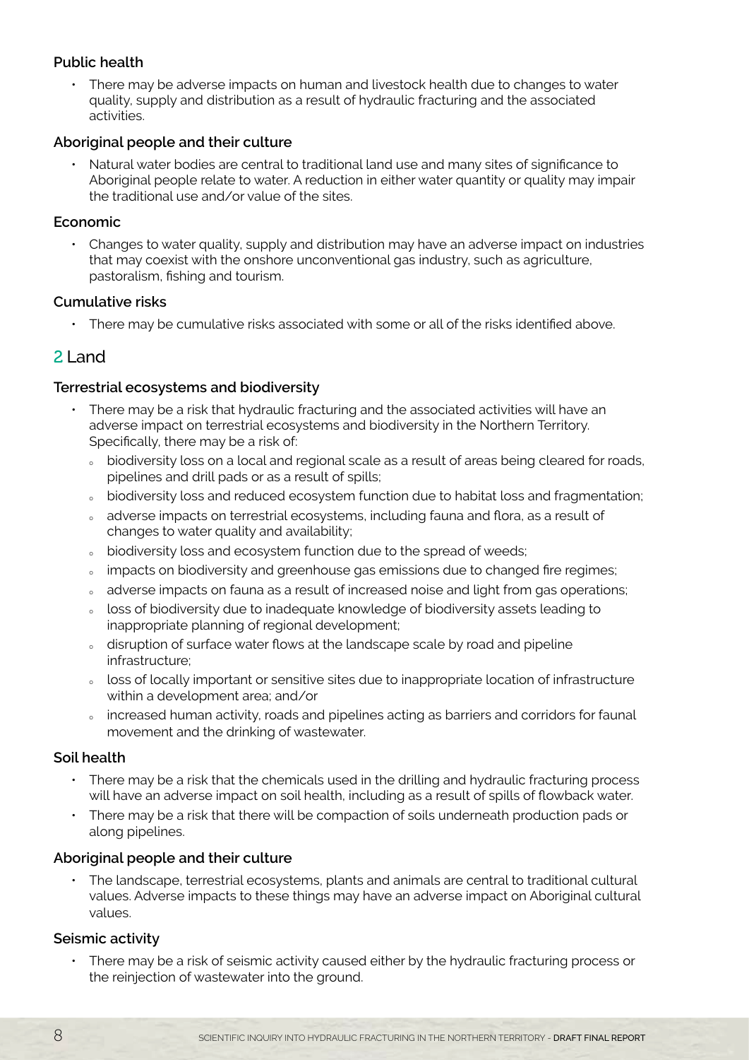### Public health

- There may be adverse impacts on human and livestock health due to changes to water quality, supply and distribution as a result of hydraulic fracturing and the associated activities.

### Aboriginal people and their culture

- Natural water bodies are central to traditional land use and many sites of significance to Aboriginal people relate to water. A reduction in either water quantity or quality may impair the traditional use and/or value of the sites.

### Economic

- Changes to water quality, supply and distribution may have an adverse impact on industries that may coexist with the onshore unconventional gas industry, such as agriculture, pastoralism, fishing and tourism.

### Cumulative risks

- There may be cumulative risks associated with some or all of the risks identified above.

## 2 Land

### Terrestrial ecosystems and biodiversity

- There may be a risk that hydraulic fracturing and the associated activities will have an adverse impact on terrestrial ecosystems and biodiversity in the Northern Territory. Specifically, there may be a risk of:
  - biodiversity loss on a local and regional scale as a result of areas being cleared for roads, pipelines and drill pads or as a result of spills;
  - biodiversity loss and reduced ecosystem function due to habitat loss and fragmentation;
  - adverse impacts on terrestrial ecosystems, including fauna and flora, as a result of changes to water quality and availability;
  - biodiversity loss and ecosystem function due to the spread of weeds;
  - impacts on biodiversity and greenhouse gas emissions due to changed fire regimes;
  - adverse impacts on fauna as a result of increased noise and light from gas operations;
  - loss of biodiversity due to inadequate knowledge of biodiversity assets leading to inappropriate planning of regional development;
  - disruption of surface water flows at the landscape scale by road and pipeline infrastructure;
  - loss of locally important or sensitive sites due to inappropriate location of infrastructure within a development area; and/or
  - increased human activity, roads and pipelines acting as barriers and corridors for faunal movement and the drinking of wastewater.

### Soil health

- There may be a risk that the chemicals used in the drilling and hydraulic fracturing process will have an adverse impact on soil health, including as a result of spills of flowback water.
- There may be a risk that there will be compaction of soils underneath production pads or along pipelines.

### Aboriginal people and their culture

- The landscape, terrestrial ecosystems, plants and animals are central to traditional cultural values. Adverse impacts to these things may have an adverse impact on Aboriginal cultural values.

### Seismic activity

- There may be a risk of seismic activity caused either by the hydraulic fracturing process or the reinjection of wastewater into the ground.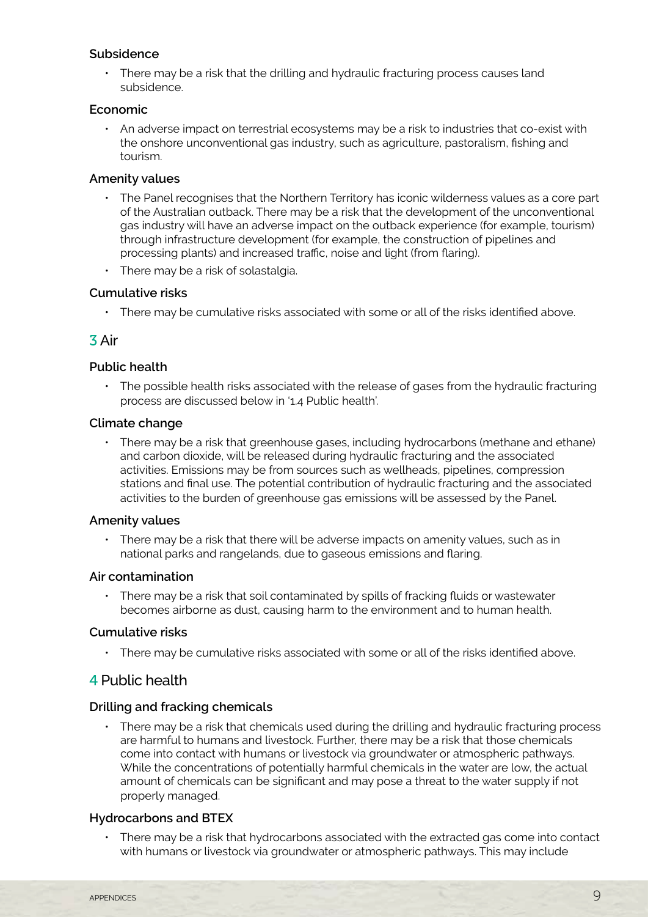#### Subsidence

- There may be a risk that the drilling and hydraulic fracturing process causes land subsidence.

#### Economic

- An adverse impact on terrestrial ecosystems may be a risk to industries that co-exist with the onshore unconventional gas industry, such as agriculture, pastoralism, fishing and tourism.

#### Amenity values

- The Panel recognises that the Northern Territory has iconic wilderness values as a core part of the Australian outback. There may be a risk that the development of the unconventional gas industry will have an adverse impact on the outback experience (for example, tourism) through infrastructure development (for example, the construction of pipelines and processing plants) and increased traffic, noise and light (from flaring).
- There may be a risk of solastalgia.

#### Cumulative risks

- There may be cumulative risks associated with some or all of the risks identified above.

### 3 Air

#### Public health

- The possible health risks associated with the release of gases from the hydraulic fracturing process are discussed below in '1.4 Public health'.

#### Climate change

- There may be a risk that greenhouse gases, including hydrocarbons (methane and ethane) and carbon dioxide, will be released during hydraulic fracturing and the associated activities. Emissions may be from sources such as wellheads, pipelines, compression stations and final use. The potential contribution of hydraulic fracturing and the associated activities to the burden of greenhouse gas emissions will be assessed by the Panel.

#### Amenity values

- There may be a risk that there will be adverse impacts on amenity values, such as in national parks and rangelands, due to gaseous emissions and flaring.

#### Air contamination

- There may be a risk that soil contaminated by spills of fracking fluids or wastewater becomes airborne as dust, causing harm to the environment and to human health.

#### Cumulative risks

- There may be cumulative risks associated with some or all of the risks identified above.

### 4 Public health

#### Drilling and fracking chemicals

- There may be a risk that chemicals used during the drilling and hydraulic fracturing process are harmful to humans and livestock. Further, there may be a risk that those chemicals come into contact with humans or livestock via groundwater or atmospheric pathways. While the concentrations of potentially harmful chemicals in the water are low, the actual amount of chemicals can be significant and may pose a threat to the water supply if not properly managed.

#### Hydrocarbons and BTEX

- There may be a risk that hydrocarbons associated with the extracted gas come into contact with humans or livestock via groundwater or atmospheric pathways. This may include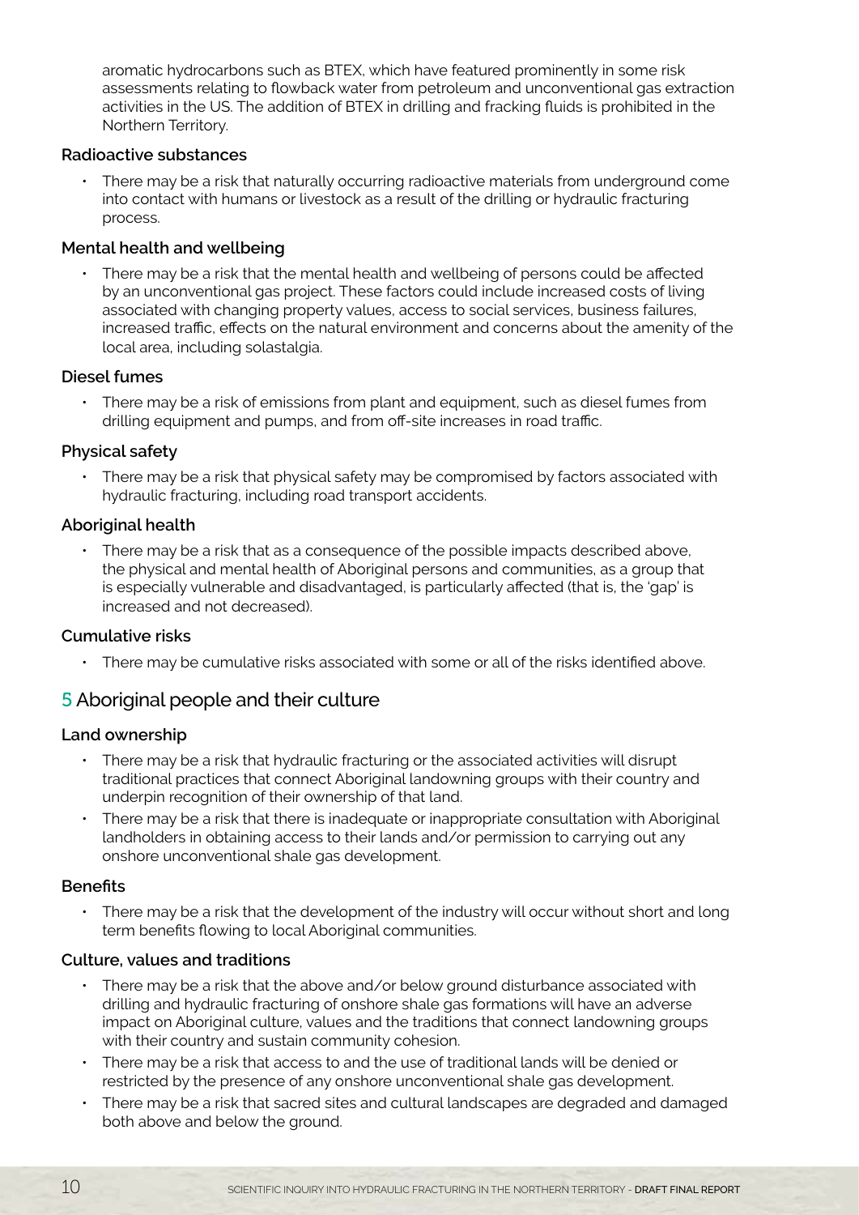aromatic hydrocarbons such as BTEX, which have featured prominently in some risk assessments relating to flowback water from petroleum and unconventional gas extraction activities in the US. The addition of BTEX in drilling and fracking fluids is prohibited in the Northern Territory.

**Radioactive substances**

- There may be a risk that naturally occurring radioactive materials from underground come into contact with humans or livestock as a result of the drilling or hydraulic fracturing process.

**Mental health and wellbeing**

- There may be a risk that the mental health and wellbeing of persons could be affected by an unconventional gas project. These factors could include increased costs of living associated with changing property values, access to social services, business failures, increased traffic, effects on the natural environment and concerns about the amenity of the local area, including solastalgia.

**Diesel fumes**

- There may be a risk of emissions from plant and equipment, such as diesel fumes from drilling equipment and pumps, and from off-site increases in road traffic.

**Physical safety**

- There may be a risk that physical safety may be compromised by factors associated with hydraulic fracturing, including road transport accidents.

**Aboriginal health**

- There may be a risk that as a consequence of the possible impacts described above, the physical and mental health of Aboriginal persons and communities, as a group that is especially vulnerable and disadvantaged, is particularly affected (that is, the 'gap' is increased and not decreased).

**Cumulative risks**

- There may be cumulative risks associated with some or all of the risks identified above.

## 5 Aboriginal people and their culture

**Land ownership**

- There may be a risk that hydraulic fracturing or the associated activities will disrupt traditional practices that connect Aboriginal landowning groups with their country and underpin recognition of their ownership of that land.
- There may be a risk that there is inadequate or inappropriate consultation with Aboriginal landholders in obtaining access to their lands and/or permission to carrying out any onshore unconventional shale gas development.

**Benefits**

- There may be a risk that the development of the industry will occur without short and long term benefits flowing to local Aboriginal communities.

**Culture, values and traditions**

- There may be a risk that the above and/or below ground disturbance associated with drilling and hydraulic fracturing of onshore shale gas formations will have an adverse impact on Aboriginal culture, values and the traditions that connect landowning groups with their country and sustain community cohesion.
- There may be a risk that access to and the use of traditional lands will be denied or restricted by the presence of any onshore unconventional shale gas development.
- There may be a risk that sacred sites and cultural landscapes are degraded and damaged both above and below the ground.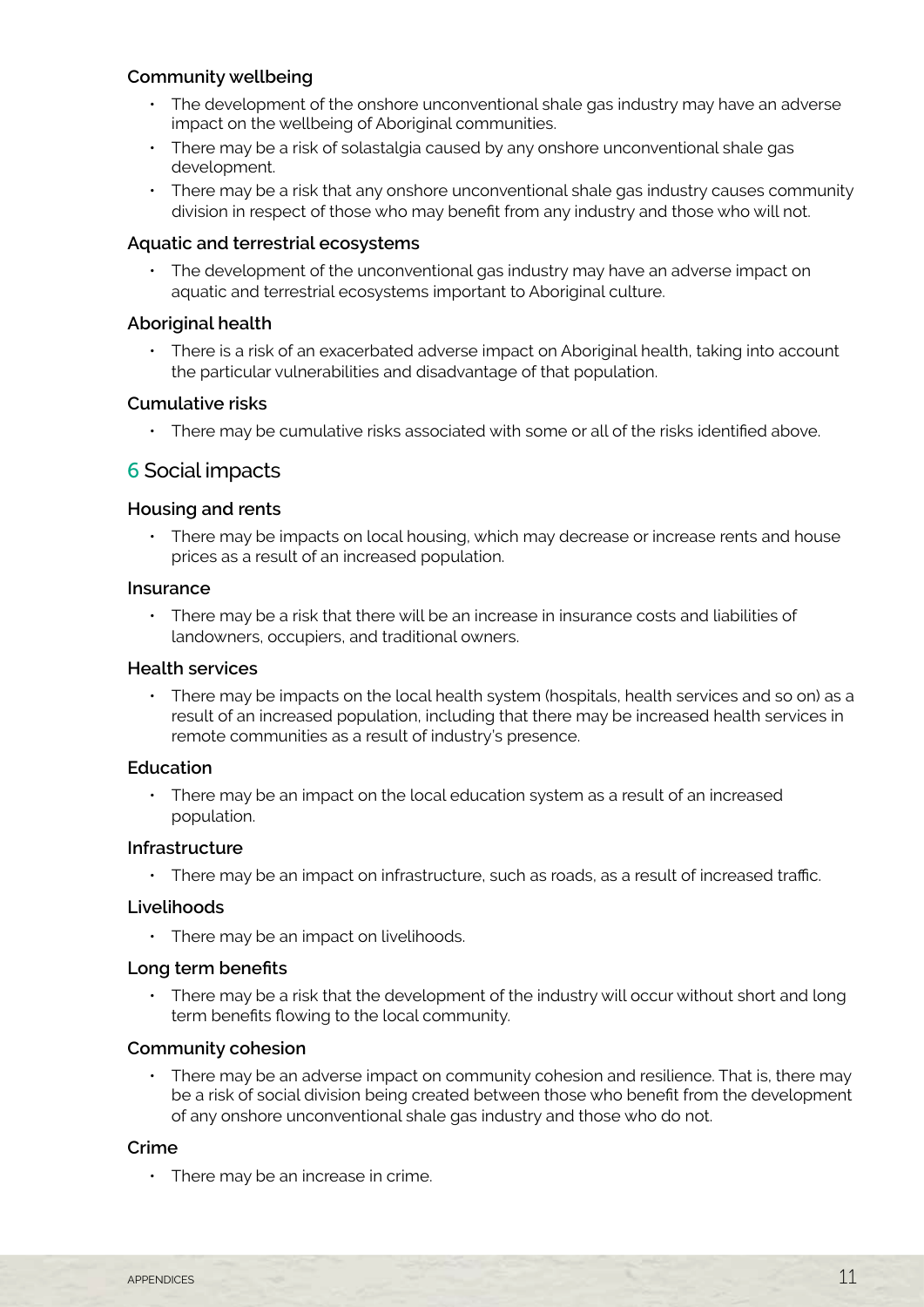#### Community wellbeing

- The development of the onshore unconventional shale gas industry may have an adverse impact on the wellbeing of Aboriginal communities.
- There may be a risk of solastalgia caused by any onshore unconventional shale gas development.
- There may be a risk that any onshore unconventional shale gas industry causes community division in respect of those who may benefit from any industry and those who will not.

#### Aquatic and terrestrial ecosystems

- The development of the unconventional gas industry may have an adverse impact on aquatic and terrestrial ecosystems important to Aboriginal culture.

#### Aboriginal health

- There is a risk of an exacerbated adverse impact on Aboriginal health, taking into account the particular vulnerabilities and disadvantage of that population.

#### Cumulative risks

- There may be cumulative risks associated with some or all of the risks identified above.

## 6 Social impacts

#### Housing and rents

- There may be impacts on local housing, which may decrease or increase rents and house prices as a result of an increased population.

#### Insurance

- There may be a risk that there will be an increase in insurance costs and liabilities of landowners, occupiers, and traditional owners.

#### Health services

- There may be impacts on the local health system (hospitals, health services and so on) as a result of an increased population, including that there may be increased health services in remote communities as a result of industry's presence.

#### Education

- There may be an impact on the local education system as a result of an increased population.

#### Infrastructure

- There may be an impact on infrastructure, such as roads, as a result of increased traffic.

#### Livelihoods

- There may be an impact on livelihoods.

#### Long term benefits

- There may be a risk that the development of the industry will occur without short and long term benefits flowing to the local community.

#### Community cohesion

- There may be an adverse impact on community cohesion and resilience. That is, there may be a risk of social division being created between those who benefit from the development of any onshore unconventional shale gas industry and those who do not.

#### Crime

- There may be an increase in crime.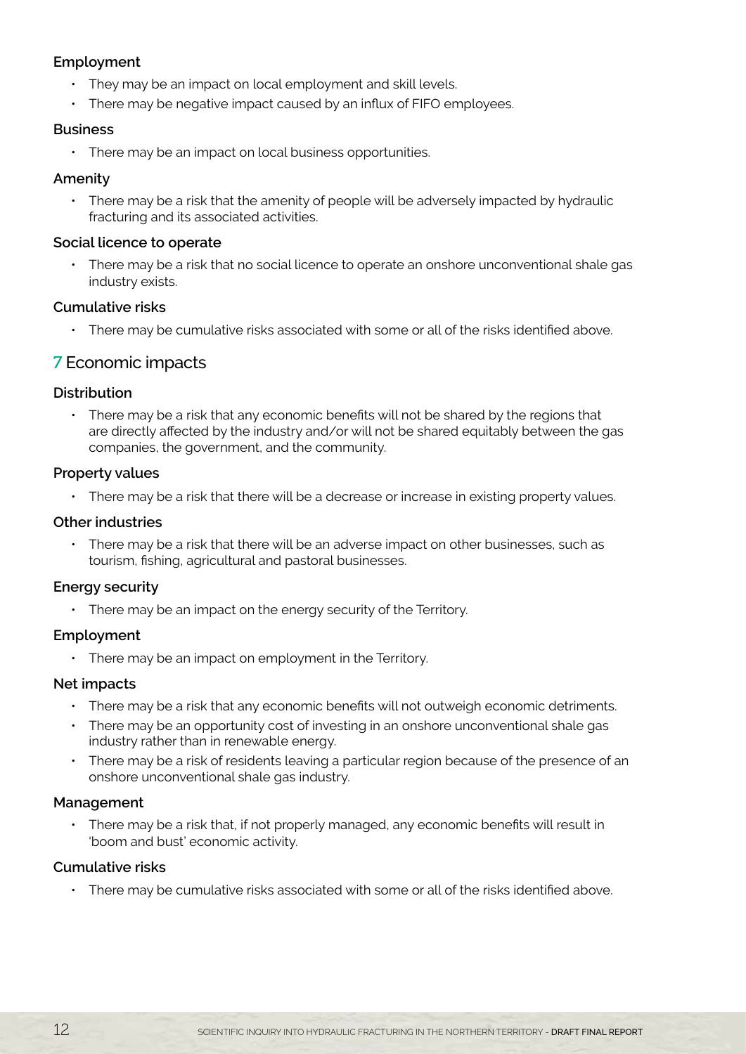#### Employment

- They may be an impact on local employment and skill levels.
- There may be negative impact caused by an influx of FIFO employees.

#### Business

- There may be an impact on local business opportunities.

#### Amenity

- There may be a risk that the amenity of people will be adversely impacted by hydraulic fracturing and its associated activities.

#### Social licence to operate

- There may be a risk that no social licence to operate an onshore unconventional shale gas industry exists.

#### Cumulative risks

- There may be cumulative risks associated with some or all of the risks identified above.

## 7 Economic impacts

#### Distribution

- There may be a risk that any economic benefits will not be shared by the regions that are directly affected by the industry and/or will not be shared equitably between the gas companies, the government, and the community.

#### Property values

- There may be a risk that there will be a decrease or increase in existing property values.

#### Other industries

- There may be a risk that there will be an adverse impact on other businesses, such as tourism, fishing, agricultural and pastoral businesses.

#### Energy security

- There may be an impact on the energy security of the Territory.

#### Employment

- There may be an impact on employment in the Territory.

#### Net impacts

- There may be a risk that any economic benefits will not outweigh economic detriments.
- There may be an opportunity cost of investing in an onshore unconventional shale gas industry rather than in renewable energy.
- There may be a risk of residents leaving a particular region because of the presence of an onshore unconventional shale gas industry.

#### Management

- There may be a risk that, if not properly managed, any economic benefits will result in 'boom and bust' economic activity.

#### Cumulative risks

- There may be cumulative risks associated with some or all of the risks identified above.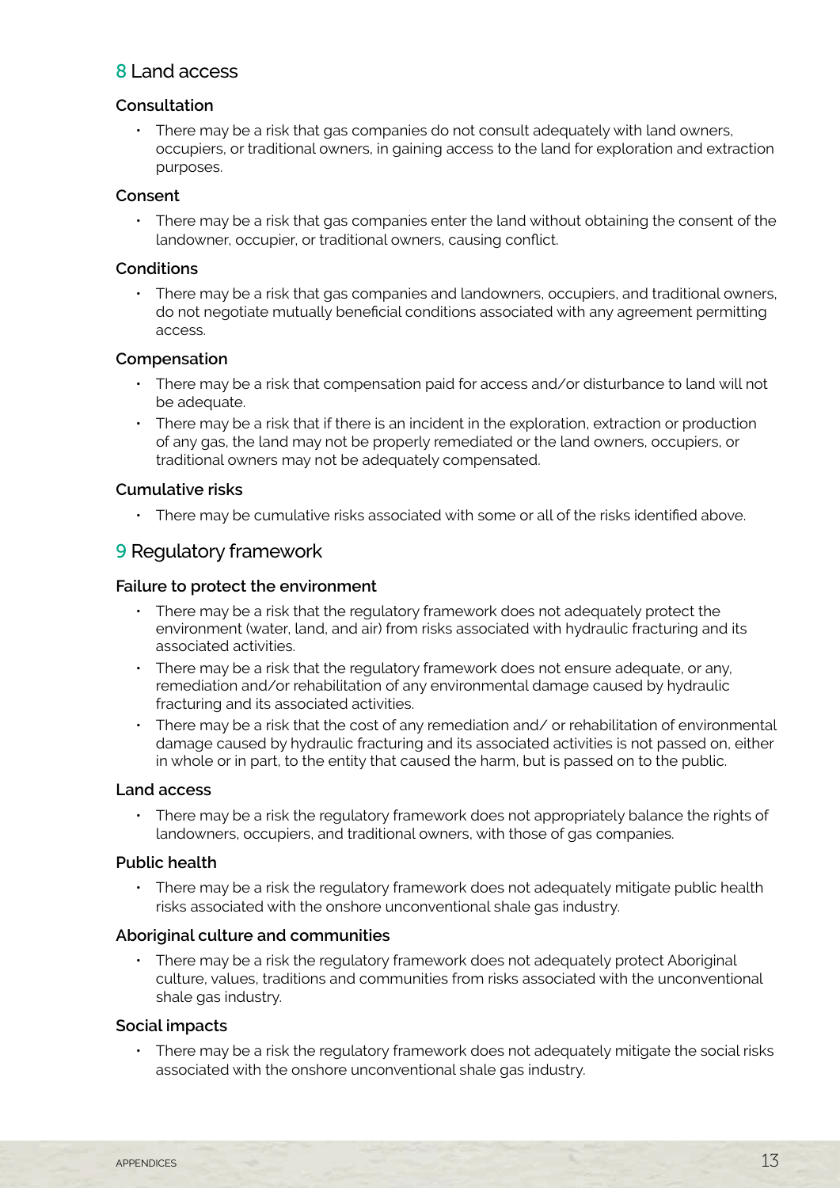## 8 Land access

### Consultation

- There may be a risk that gas companies do not consult adequately with land owners, occupiers, or traditional owners, in gaining access to the land for exploration and extraction purposes.

### Consent

- There may be a risk that gas companies enter the land without obtaining the consent of the landowner, occupier, or traditional owners, causing conflict.

### Conditions

- There may be a risk that gas companies and landowners, occupiers, and traditional owners, do not negotiate mutually beneficial conditions associated with any agreement permitting access.

### Compensation

- There may be a risk that compensation paid for access and/or disturbance to land will not be adequate.
- There may be a risk that if there is an incident in the exploration, extraction or production of any gas, the land may not be properly remediated or the land owners, occupiers, or traditional owners may not be adequately compensated.

### Cumulative risks

- There may be cumulative risks associated with some or all of the risks identified above.

## 9 Regulatory framework

### Failure to protect the environment

- There may be a risk that the regulatory framework does not adequately protect the environment (water, land, and air) from risks associated with hydraulic fracturing and its associated activities.
- There may be a risk that the regulatory framework does not ensure adequate, or any, remediation and/or rehabilitation of any environmental damage caused by hydraulic fracturing and its associated activities.
- There may be a risk that the cost of any remediation and/ or rehabilitation of environmental damage caused by hydraulic fracturing and its associated activities is not passed on, either in whole or in part, to the entity that caused the harm, but is passed on to the public.

### Land access

- There may be a risk the regulatory framework does not appropriately balance the rights of landowners, occupiers, and traditional owners, with those of gas companies.

### Public health

- There may be a risk the regulatory framework does not adequately mitigate public health risks associated with the onshore unconventional shale gas industry.

### Aboriginal culture and communities

- There may be a risk the regulatory framework does not adequately protect Aboriginal culture, values, traditions and communities from risks associated with the unconventional shale gas industry.

### Social impacts

- There may be a risk the regulatory framework does not adequately mitigate the social risks associated with the onshore unconventional shale gas industry.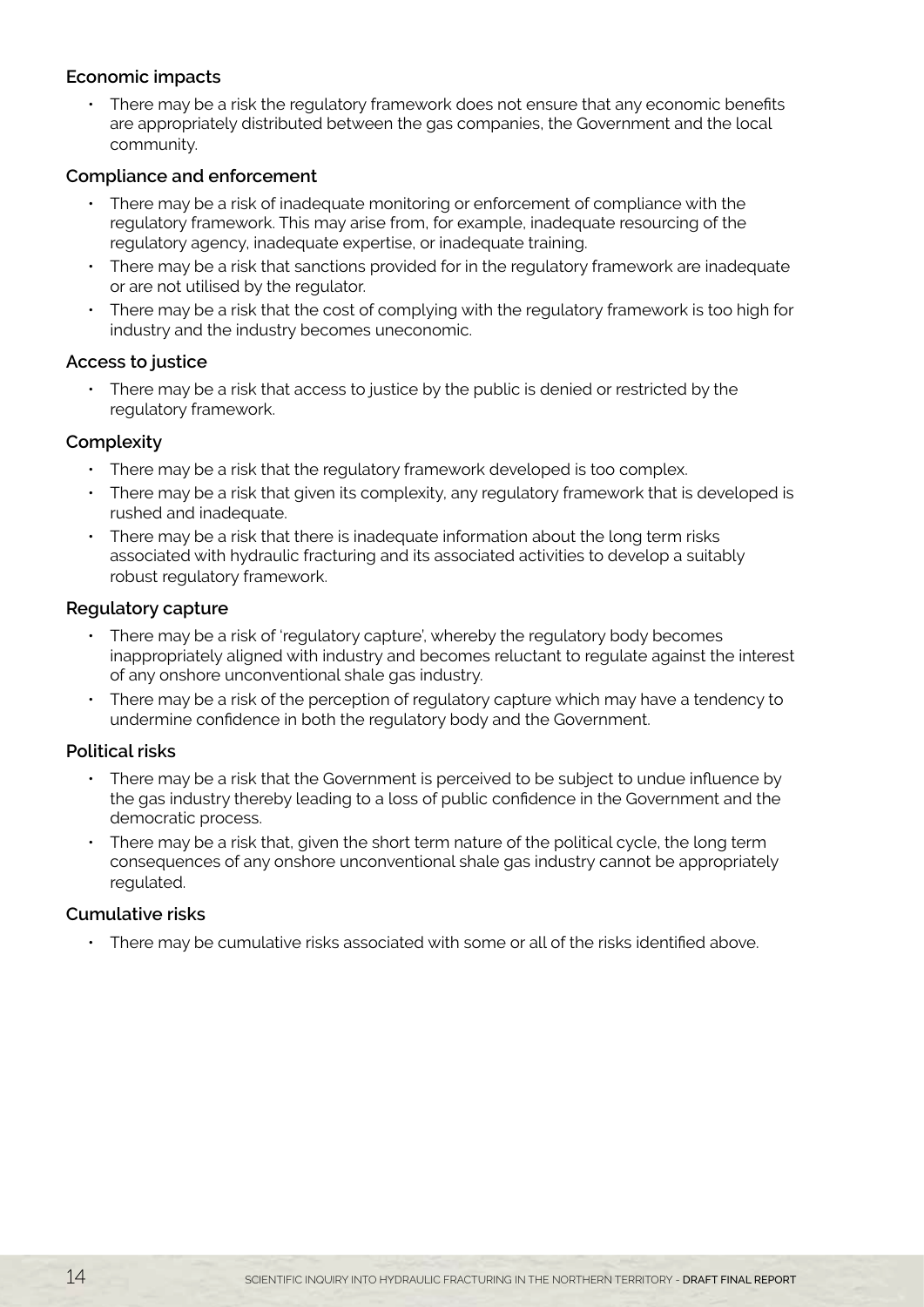### Economic impacts

- There may be a risk the regulatory framework does not ensure that any economic benefits are appropriately distributed between the gas companies, the Government and the local community.

### Compliance and enforcement

- There may be a risk of inadequate monitoring or enforcement of compliance with the regulatory framework. This may arise from, for example, inadequate resourcing of the regulatory agency, inadequate expertise, or inadequate training.
- There may be a risk that sanctions provided for in the regulatory framework are inadequate or are not utilised by the regulator.
- There may be a risk that the cost of complying with the regulatory framework is too high for industry and the industry becomes uneconomic.

### Access to justice

- There may be a risk that access to justice by the public is denied or restricted by the regulatory framework.

### Complexity

- There may be a risk that the regulatory framework developed is too complex.
- There may be a risk that given its complexity, any regulatory framework that is developed is rushed and inadequate.
- There may be a risk that there is inadequate information about the long term risks associated with hydraulic fracturing and its associated activities to develop a suitably robust regulatory framework.

### Regulatory capture

- There may be a risk of 'regulatory capture', whereby the regulatory body becomes inappropriately aligned with industry and becomes reluctant to regulate against the interest of any onshore unconventional shale gas industry.
- There may be a risk of the perception of regulatory capture which may have a tendency to undermine confidence in both the regulatory body and the Government.

### Political risks

- There may be a risk that the Government is perceived to be subject to undue influence by the gas industry thereby leading to a loss of public confidence in the Government and the democratic process.
- There may be a risk that, given the short term nature of the political cycle, the long term consequences of any onshore unconventional shale gas industry cannot be appropriately regulated.

### Cumulative risks

- There may be cumulative risks associated with some or all of the risks identified above.